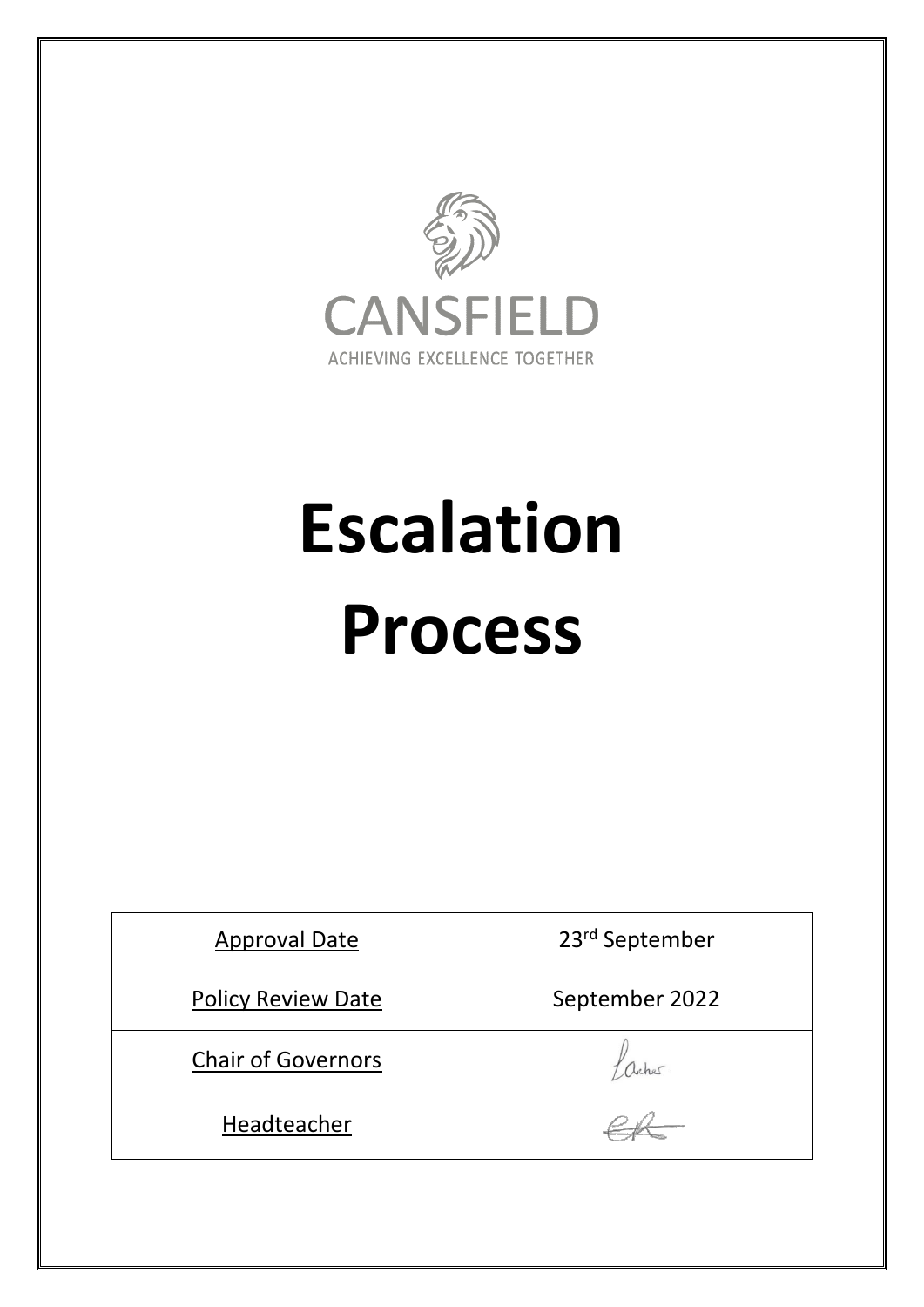CANSFIELD

ACHIEVING EXCELLENCE TOGETHER

# Escalation Process

| Approval Date | 23rd September |
|---|---|
| Policy Review Date | September 2022 |
| Chair of Governors | |
| Headteacher | |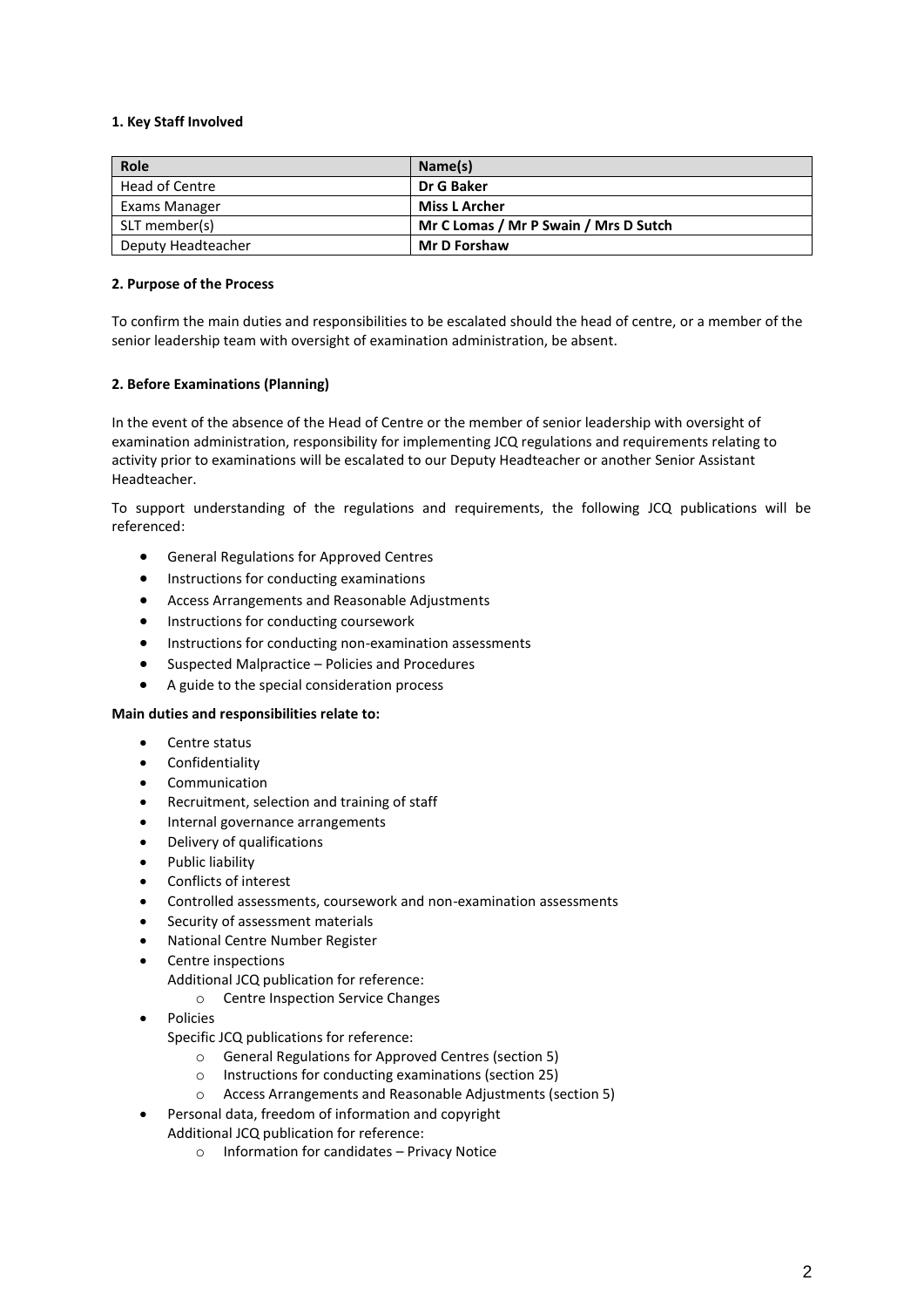### 1. Key Staff Involved

| Role | Name(s) |
| --- | --- |
| Head of Centre | **Dr G Baker** |
| Exams Manager | **Miss L Archer** |
| SLT member(s) | **Mr C Lomas / Mr P Swain / Mrs D Sutch** |
| Deputy Headteacher | **Mr D Forshaw** |

### 2. Purpose of the Process

To confirm the main duties and responsibilities to be escalated should the head of centre, or a member of the senior leadership team with oversight of examination administration, be absent.

### 2. Before Examinations (Planning)

In the event of the absence of the Head of Centre or the member of senior leadership with oversight of examination administration, responsibility for implementing JCQ regulations and requirements relating to activity prior to examinations will be escalated to our Deputy Headteacher or another Senior Assistant Headteacher.

To support understanding of the regulations and requirements, the following JCQ publications will be referenced:

- General Regulations for Approved Centres
- Instructions for conducting examinations
- Access Arrangements and Reasonable Adjustments
- Instructions for conducting coursework
- Instructions for conducting non-examination assessments
- Suspected Malpractice – Policies and Procedures
- A guide to the special consideration process

**Main duties and responsibilities relate to:**

- Centre status
- Confidentiality
- Communication
- Recruitment, selection and training of staff
- Internal governance arrangements
- Delivery of qualifications
- Public liability
- Conflicts of interest
- Controlled assessments, coursework and non-examination assessments
- Security of assessment materials
- National Centre Number Register
- Centre inspections
  Additional JCQ publication for reference:
  - Centre Inspection Service Changes
- Policies
  Specific JCQ publications for reference:
  - General Regulations for Approved Centres (section 5)
  - Instructions for conducting examinations (section 25)
  - Access Arrangements and Reasonable Adjustments (section 5)
- Personal data, freedom of information and copyright
  Additional JCQ publication for reference:
  - Information for candidates – Privacy Notice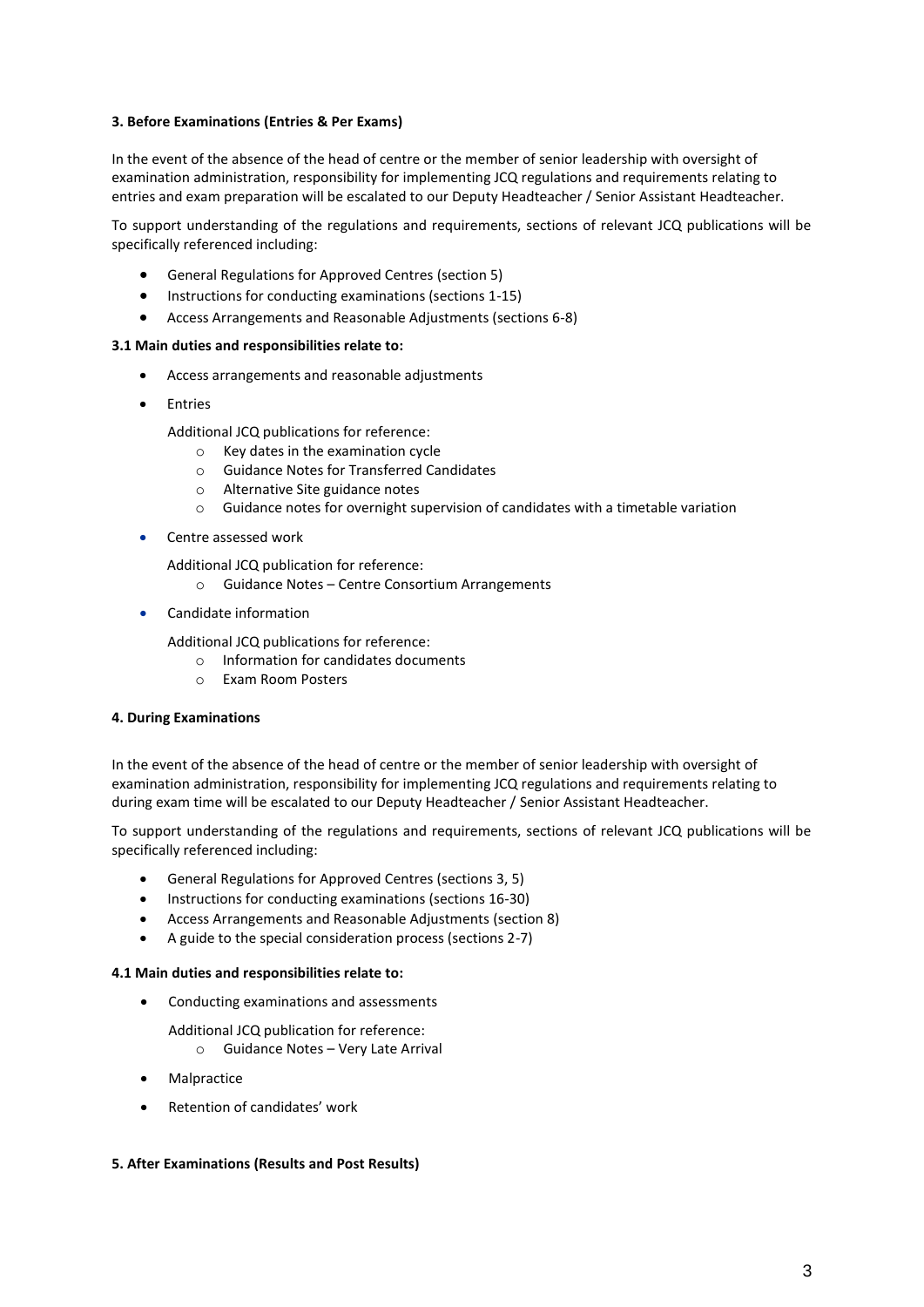**3. Before Examinations (Entries & Per Exams)**

In the event of the absence of the head of centre or the member of senior leadership with oversight of examination administration, responsibility for implementing JCQ regulations and requirements relating to entries and exam preparation will be escalated to our Deputy Headteacher / Senior Assistant Headteacher.

To support understanding of the regulations and requirements, sections of relevant JCQ publications will be specifically referenced including:

- General Regulations for Approved Centres (section 5)
- Instructions for conducting examinations (sections 1-15)
- Access Arrangements and Reasonable Adjustments (sections 6-8)

**3.1 Main duties and responsibilities relate to:**

- Access arrangements and reasonable adjustments
- Entries

  Additional JCQ publications for reference:
    - Key dates in the examination cycle
    - Guidance Notes for Transferred Candidates
    - Alternative Site guidance notes
    - Guidance notes for overnight supervision of candidates with a timetable variation

- Centre assessed work

  Additional JCQ publication for reference:
    - Guidance Notes – Centre Consortium Arrangements

- Candidate information

  Additional JCQ publications for reference:
    - Information for candidates documents
    - Exam Room Posters

**4. During Examinations**

In the event of the absence of the head of centre or the member of senior leadership with oversight of examination administration, responsibility for implementing JCQ regulations and requirements relating to during exam time will be escalated to our Deputy Headteacher / Senior Assistant Headteacher.

To support understanding of the regulations and requirements, sections of relevant JCQ publications will be specifically referenced including:

- General Regulations for Approved Centres (sections 3, 5)
- Instructions for conducting examinations (sections 16-30)
- Access Arrangements and Reasonable Adjustments (section 8)
- A guide to the special consideration process (sections 2-7)

**4.1 Main duties and responsibilities relate to:**

- Conducting examinations and assessments

  Additional JCQ publication for reference:
    - Guidance Notes – Very Late Arrival

- Malpractice
- Retention of candidates' work

**5. After Examinations (Results and Post Results)**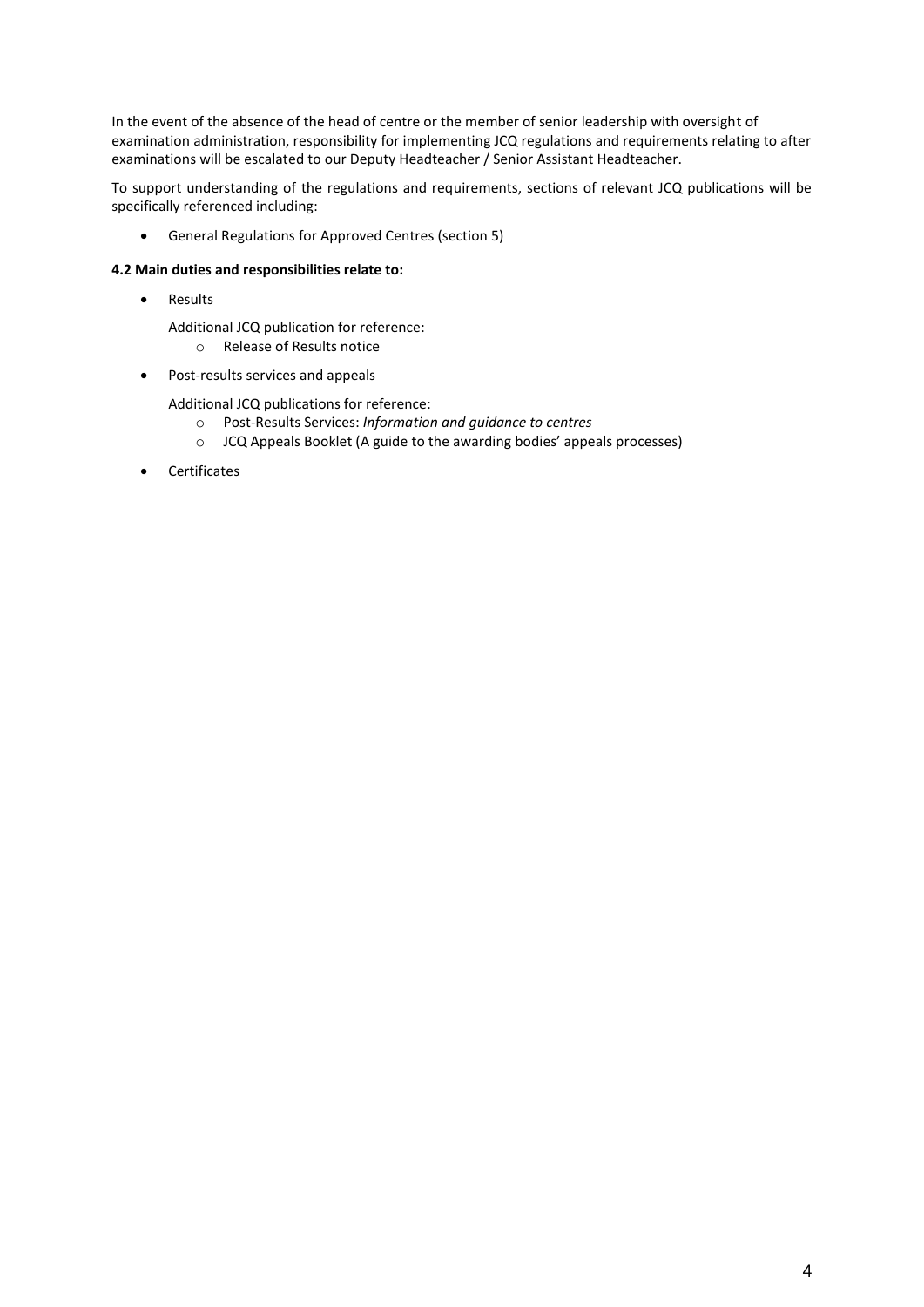In the event of the absence of the head of centre or the member of senior leadership with oversight of examination administration, responsibility for implementing JCQ regulations and requirements relating to after examinations will be escalated to our Deputy Headteacher / Senior Assistant Headteacher.

To support understanding of the regulations and requirements, sections of relevant JCQ publications will be specifically referenced including:

- General Regulations for Approved Centres (section 5)

**4.2 Main duties and responsibilities relate to:**

- Results

  Additional JCQ publication for reference:
    - Release of Results notice

- Post-results services and appeals

  Additional JCQ publications for reference:
    - Post-Results Services: *Information and guidance to centres*
    - JCQ Appeals Booklet (A guide to the awarding bodies' appeals processes)

- Certificates